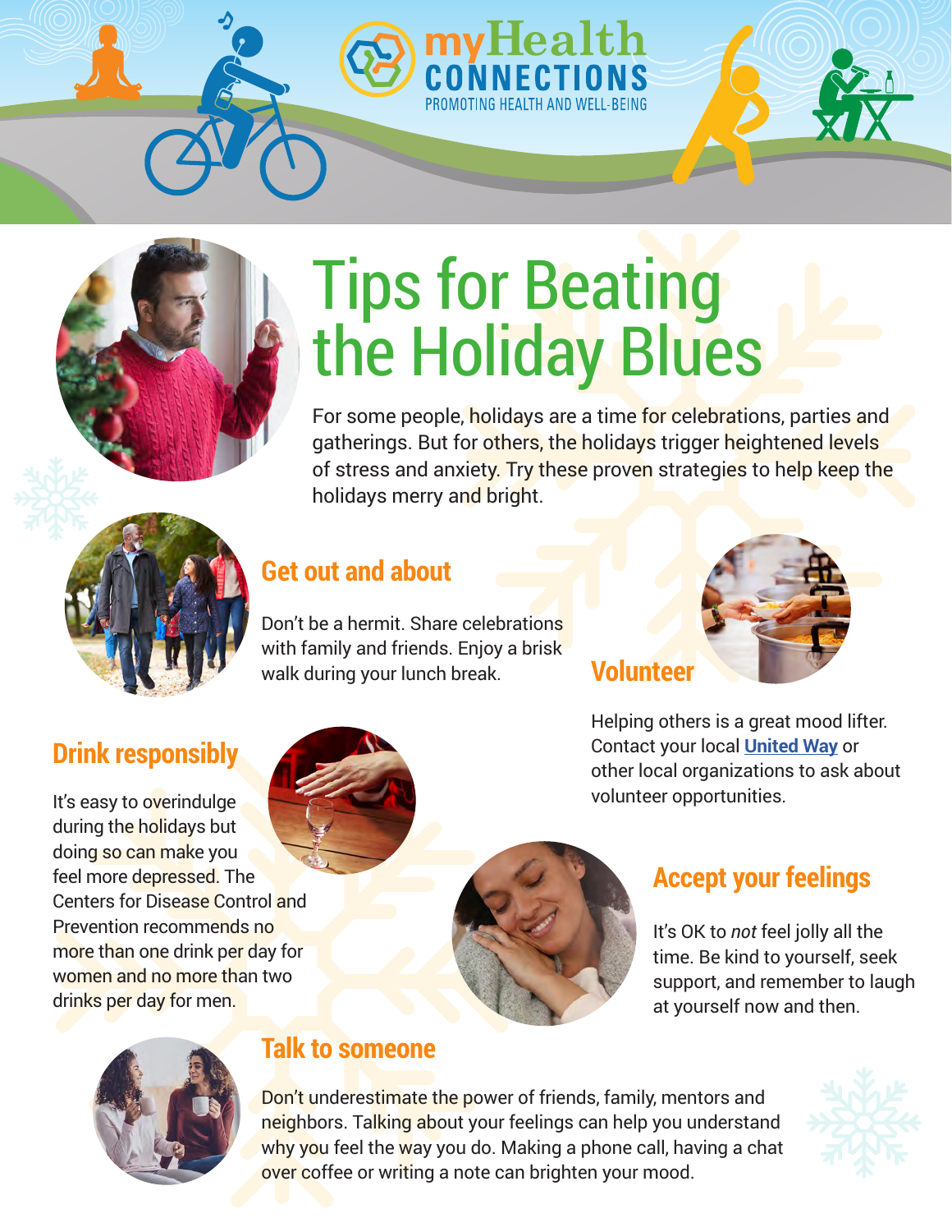myHealth CONNECTIONS

PROMOTING HEALTH AND WELL-BEING

# Tips for Beating the Holiday Blues

For some people, holidays are a time for celebrations, parties and gatherings. But for others, the holidays trigger heightened levels of stress and anxiety. Try these proven strategies to help keep the holidays merry and bright.

## Get out and about

Don't be a hermit. Share celebrations with family and friends. Enjoy a brisk walk during your lunch break.

## Volunteer

Helping others is a great mood lifter. Contact your local **United Way** or other local organizations to ask about volunteer opportunities.

## Drink responsibly

It's easy to overindulge during the holidays but doing so can make you feel more depressed. The Centers for Disease Control and Prevention recommends no more than one drink per day for women and no more than two drinks per day for men.

## Accept your feelings

It's OK to *not* feel jolly all the time. Be kind to yourself, seek support, and remember to laugh at yourself now and then.

## Talk to someone

Don't underestimate the power of friends, family, mentors and neighbors. Talking about your feelings can help you understand why you feel the way you do. Making a phone call, having a chat over coffee or writing a note can brighten your mood.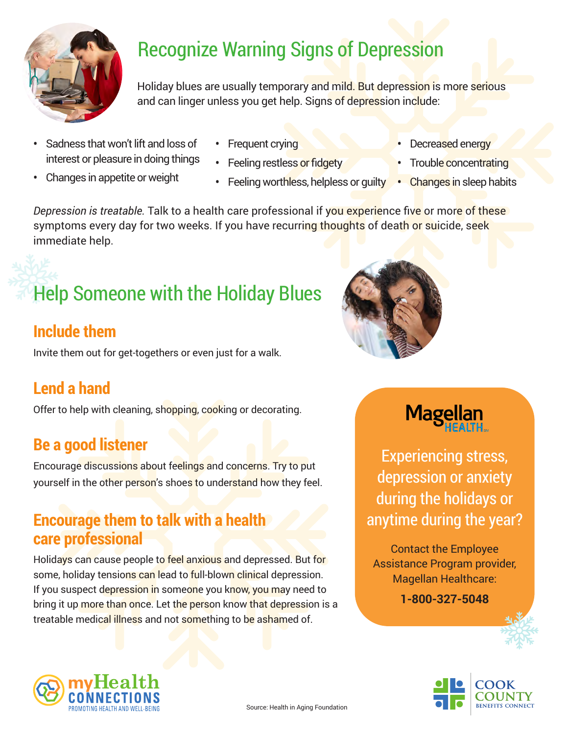## Recognize Warning Signs of Depression

Holiday blues are usually temporary and mild. But depression is more serious and can linger unless you get help. Signs of depression include:

- Sadness that won't lift and loss of interest or pleasure in doing things
- Changes in appetite or weight
- Frequent crying
- Feeling restless or fidgety
- Feeling worthless, helpless or guilty
- Decreased energy
- Trouble concentrating
- Changes in sleep habits

*Depression is treatable.* Talk to a health care professional if you experience five or more of these symptoms every day for two weeks. If you have recurring thoughts of death or suicide, seek immediate help.

## Help Someone with the Holiday Blues

### Include them

Invite them out for get-togethers or even just for a walk.

### Lend a hand

Offer to help with cleaning, shopping, cooking or decorating.

### Be a good listener

Encourage discussions about feelings and concerns. Try to put yourself in the other person's shoes to understand how they feel.

### Encourage them to talk with a health care professional

Holidays can cause people to feel anxious and depressed. But for some, holiday tensions can lead to full-blown clinical depression. If you suspect depression in someone you know, you may need to bring it up more than once. Let the person know that depression is a treatable medical illness and not something to be ashamed of.

**Magellan HEALTH**

Experiencing stress, depression or anxiety during the holidays or anytime during the year?

Contact the Employee Assistance Program provider, Magellan Healthcare:

**1-800-327-5048**

myHealth CONNECTIONS — PROMOTING HEALTH AND WELL-BEING

Source: Health in Aging Foundation

COOK COUNTY BENEFITS CONNECT